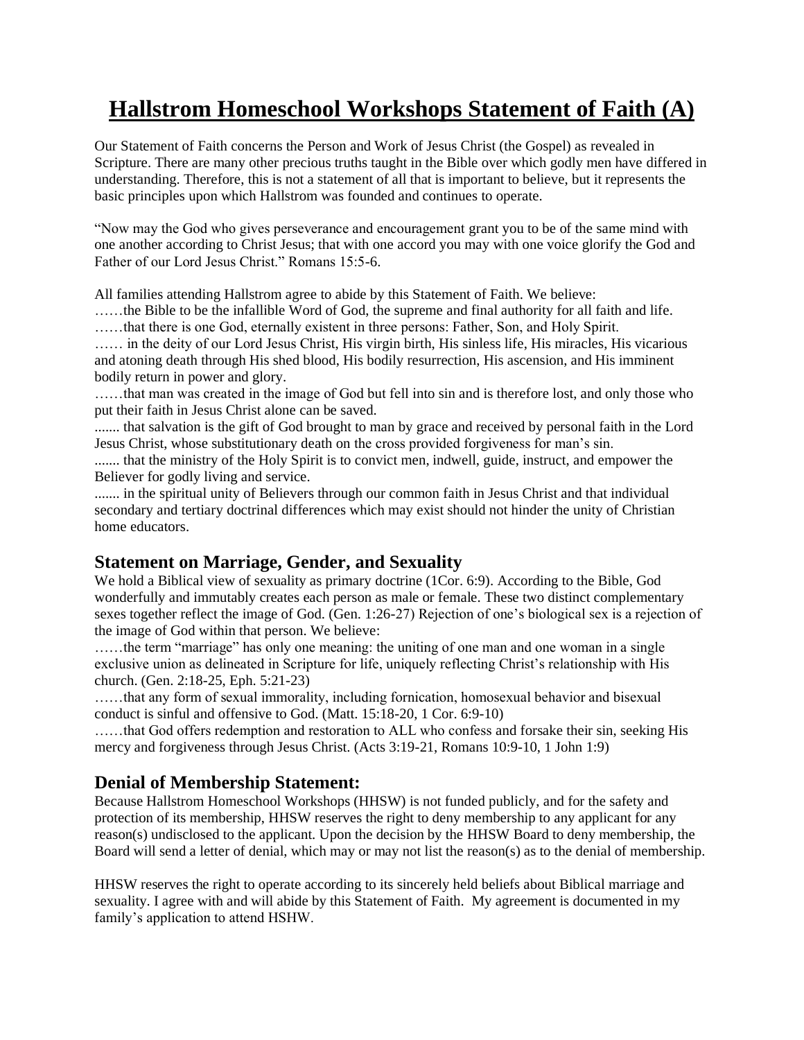# Hallstrom Homeschool Workshops Statement of Faith (A)

Our Statement of Faith concerns the Person and Work of Jesus Christ (the Gospel) as revealed in Scripture. There are many other precious truths taught in the Bible over which godly men have differed in understanding. Therefore, this is not a statement of all that is important to believe, but it represents the basic principles upon which Hallstrom was founded and continues to operate.

"Now may the God who gives perseverance and encouragement grant you to be of the same mind with one another according to Christ Jesus; that with one accord you may with one voice glorify the God and Father of our Lord Jesus Christ." Romans 15:5-6.

All families attending Hallstrom agree to abide by this Statement of Faith. We believe:

……the Bible to be the infallible Word of God, the supreme and final authority for all faith and life.

……that there is one God, eternally existent in three persons: Father, Son, and Holy Spirit.

…… in the deity of our Lord Jesus Christ, His virgin birth, His sinless life, His miracles, His vicarious and atoning death through His shed blood, His bodily resurrection, His ascension, and His imminent bodily return in power and glory.

……that man was created in the image of God but fell into sin and is therefore lost, and only those who put their faith in Jesus Christ alone can be saved.

....... that salvation is the gift of God brought to man by grace and received by personal faith in the Lord Jesus Christ, whose substitutionary death on the cross provided forgiveness for man's sin.

....... that the ministry of the Holy Spirit is to convict men, indwell, guide, instruct, and empower the Believer for godly living and service.

....... in the spiritual unity of Believers through our common faith in Jesus Christ and that individual secondary and tertiary doctrinal differences which may exist should not hinder the unity of Christian home educators.

## Statement on Marriage, Gender, and Sexuality

We hold a Biblical view of sexuality as primary doctrine (1Cor. 6:9). According to the Bible, God wonderfully and immutably creates each person as male or female. These two distinct complementary sexes together reflect the image of God. (Gen. 1:26-27) Rejection of one's biological sex is a rejection of the image of God within that person. We believe:

……the term "marriage" has only one meaning: the uniting of one man and one woman in a single exclusive union as delineated in Scripture for life, uniquely reflecting Christ's relationship with His church. (Gen. 2:18-25, Eph. 5:21-23)

……that any form of sexual immorality, including fornication, homosexual behavior and bisexual conduct is sinful and offensive to God. (Matt. 15:18-20, 1 Cor. 6:9-10)

……that God offers redemption and restoration to ALL who confess and forsake their sin, seeking His mercy and forgiveness through Jesus Christ. (Acts 3:19-21, Romans 10:9-10, 1 John 1:9)

## Denial of Membership Statement:

Because Hallstrom Homeschool Workshops (HHSW) is not funded publicly, and for the safety and protection of its membership, HHSW reserves the right to deny membership to any applicant for any reason(s) undisclosed to the applicant. Upon the decision by the HHSW Board to deny membership, the Board will send a letter of denial, which may or may not list the reason(s) as to the denial of membership.

HHSW reserves the right to operate according to its sincerely held beliefs about Biblical marriage and sexuality. I agree with and will abide by this Statement of Faith. My agreement is documented in my family's application to attend HSHW.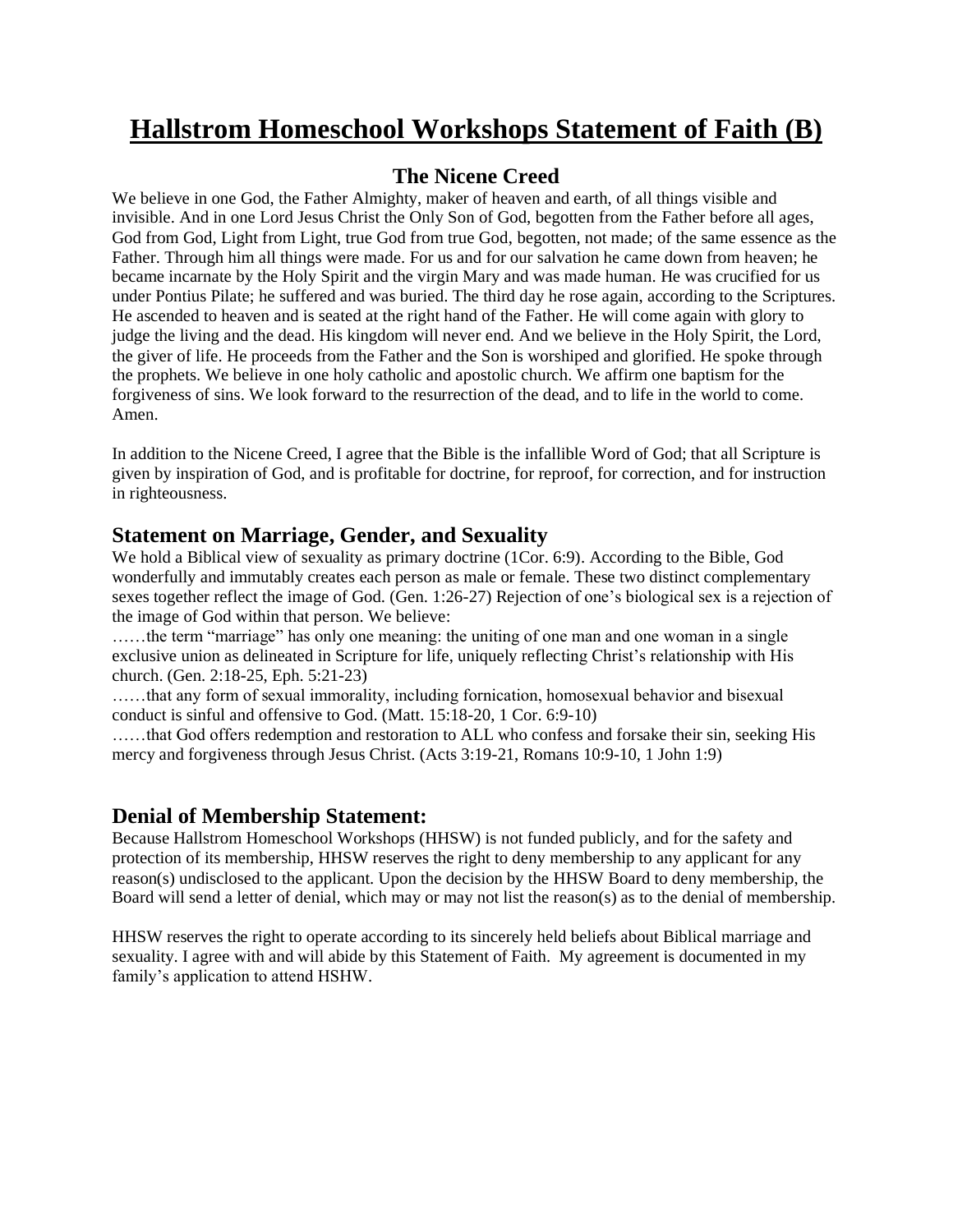# Hallstrom Homeschool Workshops Statement of Faith (B)

## The Nicene Creed

We believe in one God, the Father Almighty, maker of heaven and earth, of all things visible and invisible. And in one Lord Jesus Christ the Only Son of God, begotten from the Father before all ages, God from God, Light from Light, true God from true God, begotten, not made; of the same essence as the Father. Through him all things were made. For us and for our salvation he came down from heaven; he became incarnate by the Holy Spirit and the virgin Mary and was made human. He was crucified for us under Pontius Pilate; he suffered and was buried. The third day he rose again, according to the Scriptures. He ascended to heaven and is seated at the right hand of the Father. He will come again with glory to judge the living and the dead. His kingdom will never end. And we believe in the Holy Spirit, the Lord, the giver of life. He proceeds from the Father and the Son is worshiped and glorified. He spoke through the prophets. We believe in one holy catholic and apostolic church. We affirm one baptism for the forgiveness of sins. We look forward to the resurrection of the dead, and to life in the world to come. Amen.

In addition to the Nicene Creed, I agree that the Bible is the infallible Word of God; that all Scripture is given by inspiration of God, and is profitable for doctrine, for reproof, for correction, and for instruction in righteousness.

## Statement on Marriage, Gender, and Sexuality

We hold a Biblical view of sexuality as primary doctrine (1Cor. 6:9). According to the Bible, God wonderfully and immutably creates each person as male or female. These two distinct complementary sexes together reflect the image of God. (Gen. 1:26-27) Rejection of one's biological sex is a rejection of the image of God within that person. We believe:

……the term "marriage" has only one meaning: the uniting of one man and one woman in a single exclusive union as delineated in Scripture for life, uniquely reflecting Christ's relationship with His church. (Gen. 2:18-25, Eph. 5:21-23)

……that any form of sexual immorality, including fornication, homosexual behavior and bisexual conduct is sinful and offensive to God. (Matt. 15:18-20, 1 Cor. 6:9-10)

……that God offers redemption and restoration to ALL who confess and forsake their sin, seeking His mercy and forgiveness through Jesus Christ. (Acts 3:19-21, Romans 10:9-10, 1 John 1:9)

## Denial of Membership Statement:

Because Hallstrom Homeschool Workshops (HHSW) is not funded publicly, and for the safety and protection of its membership, HHSW reserves the right to deny membership to any applicant for any reason(s) undisclosed to the applicant. Upon the decision by the HHSW Board to deny membership, the Board will send a letter of denial, which may or may not list the reason(s) as to the denial of membership.

HHSW reserves the right to operate according to its sincerely held beliefs about Biblical marriage and sexuality. I agree with and will abide by this Statement of Faith. My agreement is documented in my family's application to attend HSHW.